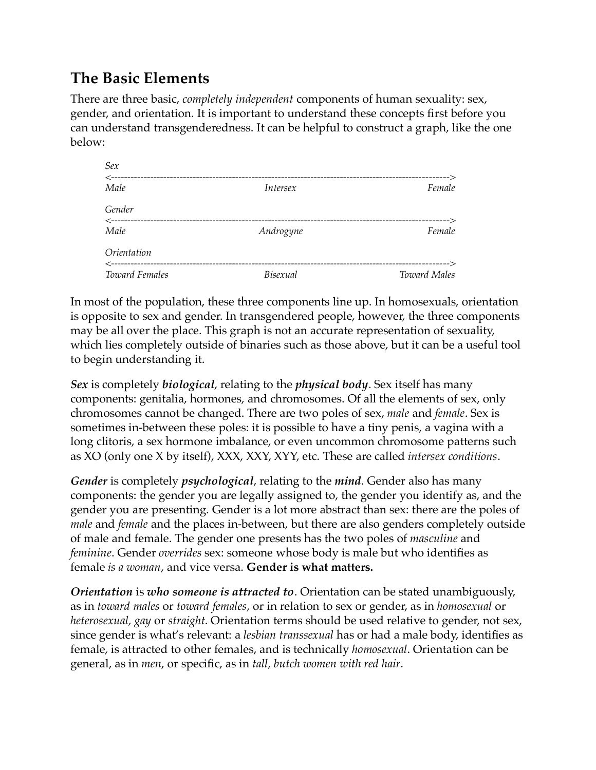## The Basic Elements

There are three basic, *completely independent* components of human sexuality: sex, gender, and orientation. It is important to understand these concepts first before you can understand transgenderedness. It can be helpful to construct a graph, like the one below:

```
Sex
<------------------------------------------------------------------------------------------------------->
Male                                   Intersex                                   Female

Gender
<------------------------------------------------------------------------------------------------------->
Male                                   Androgyne                                  Female

Orientation
<------------------------------------------------------------------------------------------------------->
Toward Females                         Bisexual                             Toward Males
```

In most of the population, these three components line up. In homosexuals, orientation is opposite to sex and gender. In transgendered people, however, the three components may be all over the place. This graph is not an accurate representation of sexuality, which lies completely outside of binaries such as those above, but it can be a useful tool to begin understanding it.

***Sex*** is completely ***biological***, relating to the ***physical body***. Sex itself has many components: genitalia, hormones, and chromosomes. Of all the elements of sex, only chromosomes cannot be changed. There are two poles of sex, *male* and *female*. Sex is sometimes in-between these poles: it is possible to have a tiny penis, a vagina with a long clitoris, a sex hormone imbalance, or even uncommon chromosome patterns such as XO (only one X by itself), XXX, XXY, XYY, etc. These are called *intersex conditions*.

***Gender*** is completely ***psychological***, relating to the ***mind***. Gender also has many components: the gender you are legally assigned to, the gender you identify as, and the gender you are presenting. Gender is a lot more abstract than sex: there are the poles of *male* and *female* and the places in-between, but there are also genders completely outside of male and female. The gender one presents has the two poles of *masculine* and *feminine*. Gender *overrides* sex: someone whose body is male but who identifies as female *is a woman*, and vice versa. **Gender is what matters.**

***Orientation*** is ***who someone is attracted to***. Orientation can be stated unambiguously, as in *toward males* or *toward females*, or in relation to sex or gender, as in *homosexual* or *heterosexual*, *gay* or *straight*. Orientation terms should be used relative to gender, not sex, since gender is what's relevant: a *lesbian transsexual* has or had a male body, identifies as female, is attracted to other females, and is technically *homosexual*. Orientation can be general, as in *men*, or specific, as in *tall, butch women with red hair*.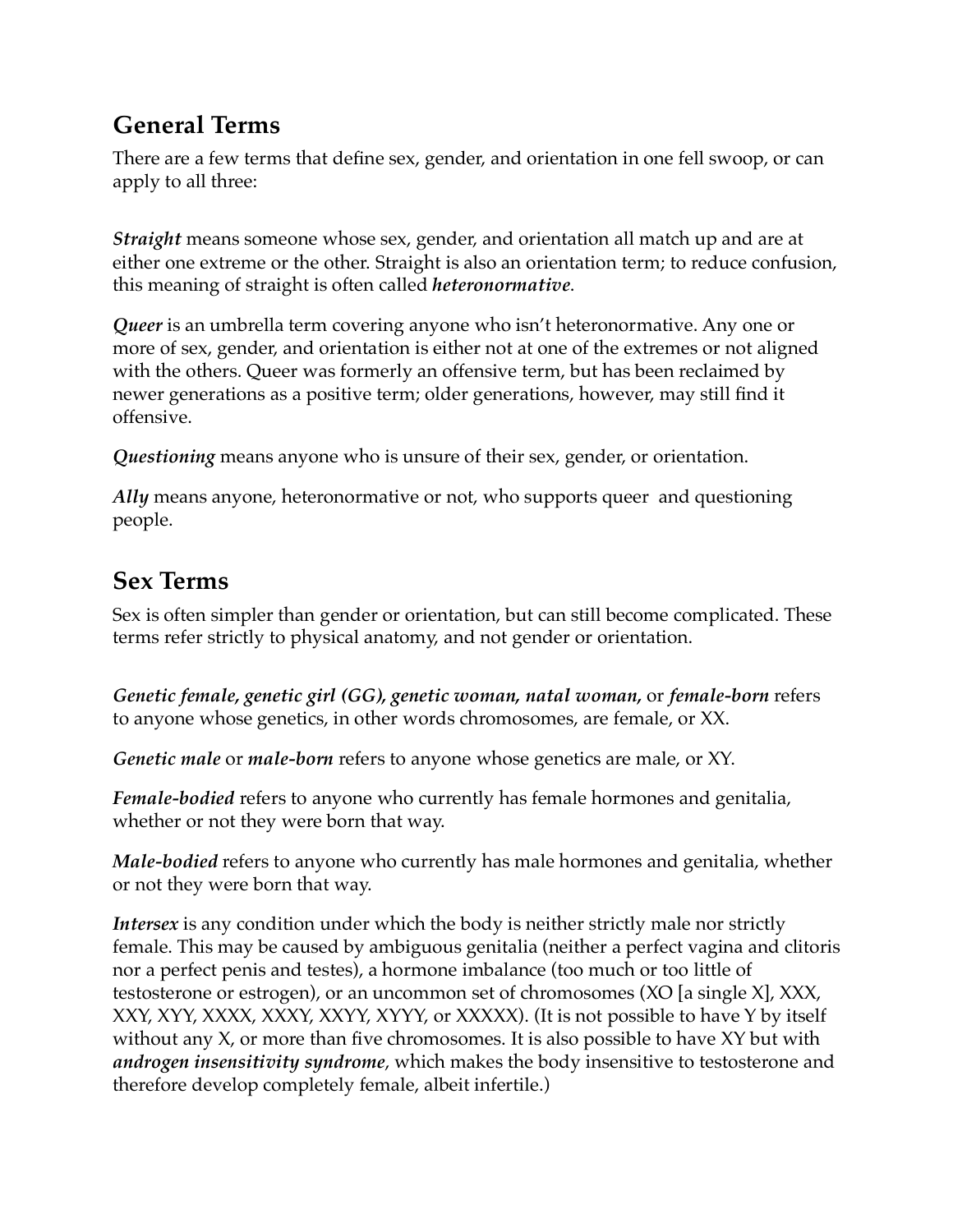## General Terms

There are a few terms that define sex, gender, and orientation in one fell swoop, or can apply to all three:

***Straight*** means someone whose sex, gender, and orientation all match up and are at either one extreme or the other. Straight is also an orientation term; to reduce confusion, this meaning of straight is often called ***heteronormative***.

***Queer*** is an umbrella term covering anyone who isn't heteronormative. Any one or more of sex, gender, and orientation is either not at one of the extremes or not aligned with the others. Queer was formerly an offensive term, but has been reclaimed by newer generations as a positive term; older generations, however, may still find it offensive.

***Questioning*** means anyone who is unsure of their sex, gender, or orientation.

***Ally*** means anyone, heteronormative or not, who supports queer and questioning people.

## Sex Terms

Sex is often simpler than gender or orientation, but can still become complicated. These terms refer strictly to physical anatomy, and not gender or orientation.

***Genetic female, genetic girl (GG), genetic woman, natal woman,*** or ***female-born*** refers to anyone whose genetics, in other words chromosomes, are female, or XX.

***Genetic male*** or ***male-born*** refers to anyone whose genetics are male, or XY.

***Female-bodied*** refers to anyone who currently has female hormones and genitalia, whether or not they were born that way.

***Male-bodied*** refers to anyone who currently has male hormones and genitalia, whether or not they were born that way.

***Intersex*** is any condition under which the body is neither strictly male nor strictly female. This may be caused by ambiguous genitalia (neither a perfect vagina and clitoris nor a perfect penis and testes), a hormone imbalance (too much or too little of testosterone or estrogen), or an uncommon set of chromosomes (XO [a single X], XXX, XXY, XYY, XXXX, XXXY, XXYY, XYYY, or XXXXX). (It is not possible to have Y by itself without any X, or more than five chromosomes. It is also possible to have XY but with ***androgen insensitivity syndrome***, which makes the body insensitive to testosterone and therefore develop completely female, albeit infertile.)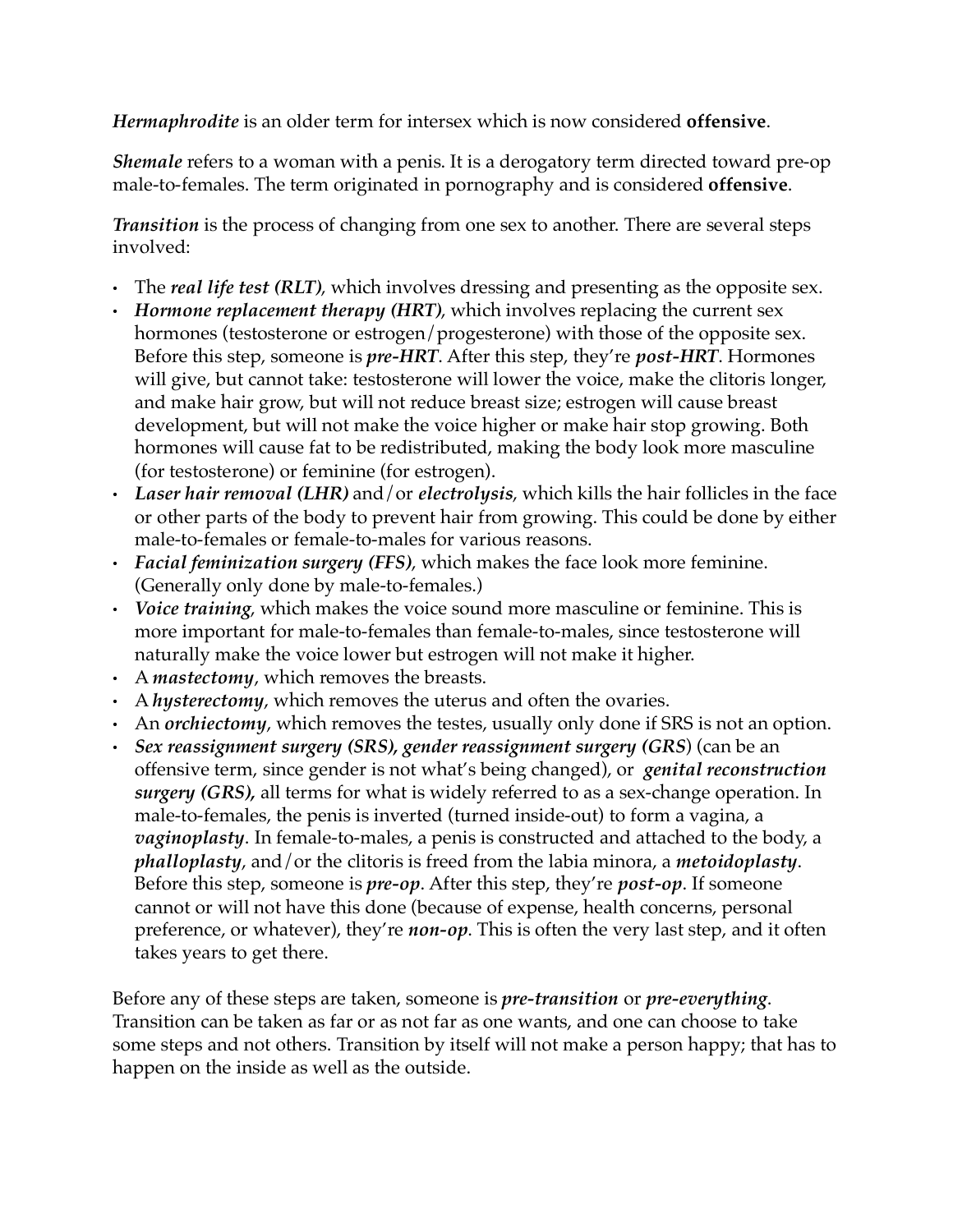***Hermaphrodite*** is an older term for intersex which is now considered **offensive**.

***Shemale*** refers to a woman with a penis. It is a derogatory term directed toward pre-op male-to-females. The term originated in pornography and is considered **offensive**.

***Transition*** is the process of changing from one sex to another. There are several steps involved:

- The ***real life test (RLT)***, which involves dressing and presenting as the opposite sex.
- ***Hormone replacement therapy (HRT)***, which involves replacing the current sex hormones (testosterone or estrogen/progesterone) with those of the opposite sex. Before this step, someone is ***pre-HRT***. After this step, they're ***post-HRT***. Hormones will give, but cannot take: testosterone will lower the voice, make the clitoris longer, and make hair grow, but will not reduce breast size; estrogen will cause breast development, but will not make the voice higher or make hair stop growing. Both hormones will cause fat to be redistributed, making the body look more masculine (for testosterone) or feminine (for estrogen).
- ***Laser hair removal (LHR)*** and/or ***electrolysis***, which kills the hair follicles in the face or other parts of the body to prevent hair from growing. This could be done by either male-to-females or female-to-males for various reasons.
- ***Facial feminization surgery (FFS)***, which makes the face look more feminine. (Generally only done by male-to-females.)
- ***Voice training***, which makes the voice sound more masculine or feminine. This is more important for male-to-females than female-to-males, since testosterone will naturally make the voice lower but estrogen will not make it higher.
- A ***mastectomy***, which removes the breasts.
- A ***hysterectomy***, which removes the uterus and often the ovaries.
- An ***orchiectomy***, which removes the testes, usually only done if SRS is not an option.
- ***Sex reassignment surgery (SRS), gender reassignment surgery (GRS)*** (can be an offensive term, since gender is not what's being changed), or ***genital reconstruction surgery (GRS),*** all terms for what is widely referred to as a sex-change operation. In male-to-females, the penis is inverted (turned inside-out) to form a vagina, a ***vaginoplasty***. In female-to-males, a penis is constructed and attached to the body, a ***phalloplasty***, and/or the clitoris is freed from the labia minora, a ***metoidoplasty***. Before this step, someone is ***pre-op***. After this step, they're ***post-op***. If someone cannot or will not have this done (because of expense, health concerns, personal preference, or whatever), they're ***non-op***. This is often the very last step, and it often takes years to get there.

Before any of these steps are taken, someone is ***pre-transition*** or ***pre-everything***. Transition can be taken as far or as not far as one wants, and one can choose to take some steps and not others. Transition by itself will not make a person happy; that has to happen on the inside as well as the outside.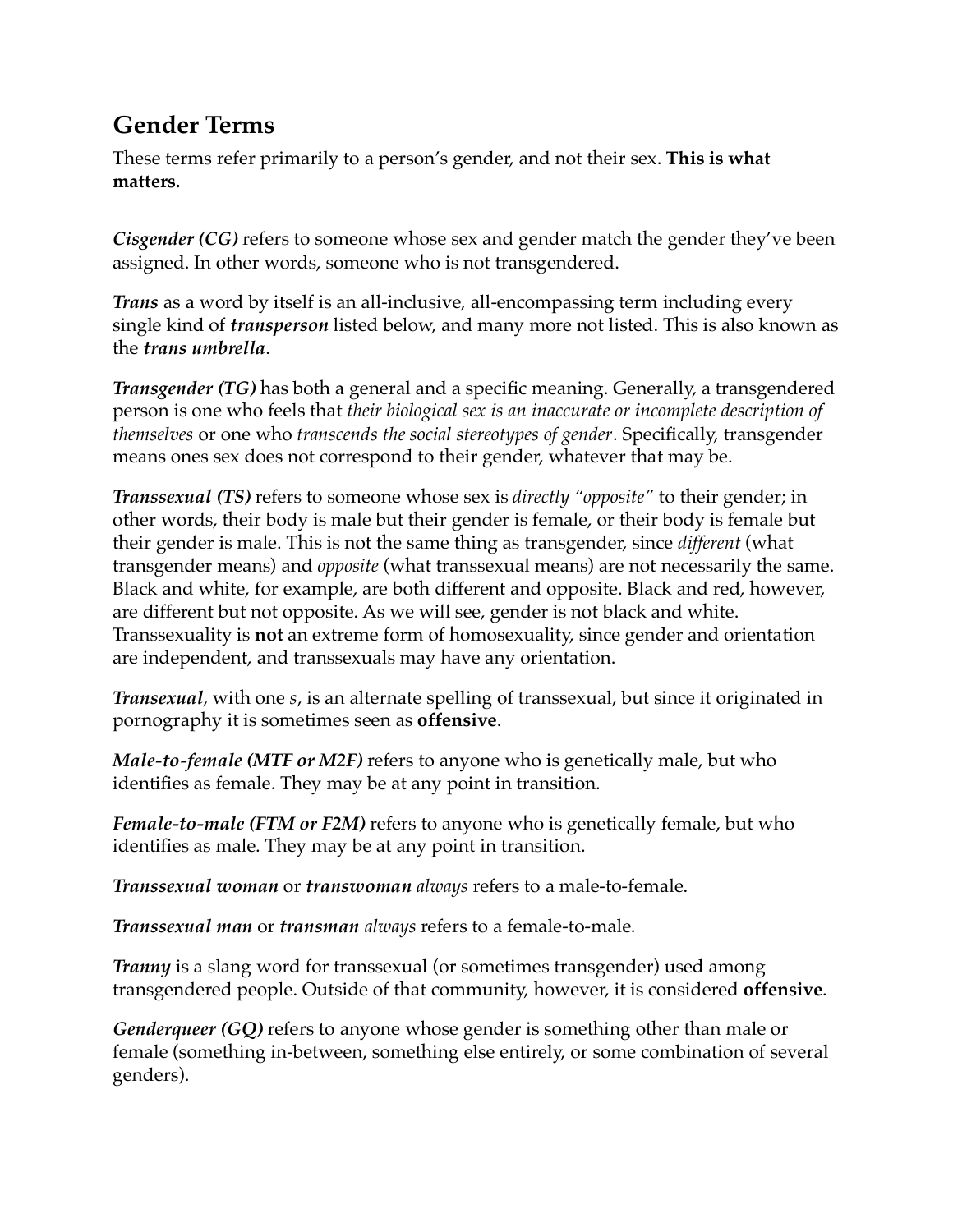## Gender Terms

These terms refer primarily to a person's gender, and not their sex. **This is what matters.**

***Cisgender (CG)*** refers to someone whose sex and gender match the gender they've been assigned. In other words, someone who is not transgendered.

***Trans*** as a word by itself is an all-inclusive, all-encompassing term including every single kind of ***transperson*** listed below, and many more not listed. This is also known as the ***trans umbrella***.

***Transgender (TG)*** has both a general and a specific meaning. Generally, a transgendered person is one who feels that *their biological sex is an inaccurate or incomplete description of themselves* or one who *transcends the social stereotypes of gender*. Specifically, transgender means ones sex does not correspond to their gender, whatever that may be.

***Transsexual (TS)*** refers to someone whose sex is *directly "opposite"* to their gender; in other words, their body is male but their gender is female, or their body is female but their gender is male. This is not the same thing as transgender, since *different* (what transgender means) and *opposite* (what transsexual means) are not necessarily the same. Black and white, for example, are both different and opposite. Black and red, however, are different but not opposite. As we will see, gender is not black and white. Transsexuality is **not** an extreme form of homosexuality, since gender and orientation are independent, and transsexuals may have any orientation.

***Transexual***, with one *s*, is an alternate spelling of transsexual, but since it originated in pornography it is sometimes seen as **offensive**.

***Male-to-female (MTF or M2F)*** refers to anyone who is genetically male, but who identifies as female. They may be at any point in transition.

***Female-to-male (FTM or F2M)*** refers to anyone who is genetically female, but who identifies as male. They may be at any point in transition.

***Transsexual woman*** or ***transwoman*** *always* refers to a male-to-female.

***Transsexual man*** or ***transman*** *always* refers to a female-to-male.

***Tranny*** is a slang word for transsexual (or sometimes transgender) used among transgendered people. Outside of that community, however, it is considered **offensive**.

***Genderqueer (GQ)*** refers to anyone whose gender is something other than male or female (something in-between, something else entirely, or some combination of several genders).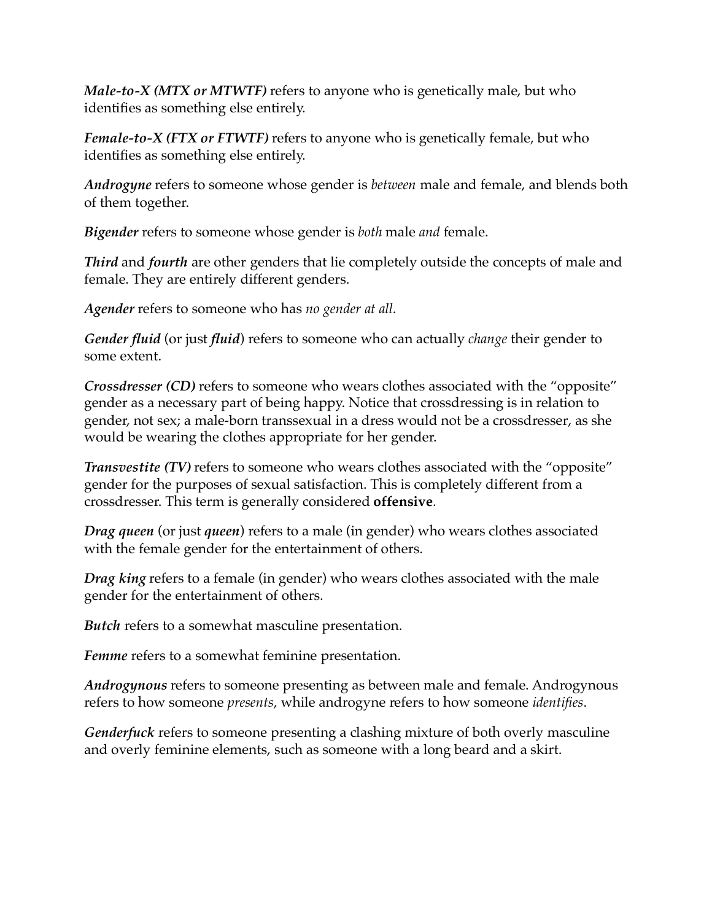***Male-to-X (MTX or MTWTF)*** refers to anyone who is genetically male, but who identifies as something else entirely.

***Female-to-X (FTX or FTWTF)*** refers to anyone who is genetically female, but who identifies as something else entirely.

***Androgyne*** refers to someone whose gender is *between* male and female, and blends both of them together.

***Bigender*** refers to someone whose gender is *both* male *and* female.

***Third*** and ***fourth*** are other genders that lie completely outside the concepts of male and female. They are entirely different genders.

***Agender*** refers to someone who has *no gender at all*.

***Gender fluid*** (or just ***fluid***) refers to someone who can actually *change* their gender to some extent.

***Crossdresser (CD)*** refers to someone who wears clothes associated with the "opposite" gender as a necessary part of being happy. Notice that crossdressing is in relation to gender, not sex; a male-born transsexual in a dress would not be a crossdresser, as she would be wearing the clothes appropriate for her gender.

***Transvestite (TV)*** refers to someone who wears clothes associated with the "opposite" gender for the purposes of sexual satisfaction. This is completely different from a crossdresser. This term is generally considered **offensive**.

***Drag queen*** (or just ***queen***) refers to a male (in gender) who wears clothes associated with the female gender for the entertainment of others.

***Drag king*** refers to a female (in gender) who wears clothes associated with the male gender for the entertainment of others.

***Butch*** refers to a somewhat masculine presentation.

***Femme*** refers to a somewhat feminine presentation.

***Androgynous*** refers to someone presenting as between male and female. Androgynous refers to how someone *presents*, while androgyne refers to how someone *identifies*.

***Genderfuck*** refers to someone presenting a clashing mixture of both overly masculine and overly feminine elements, such as someone with a long beard and a skirt.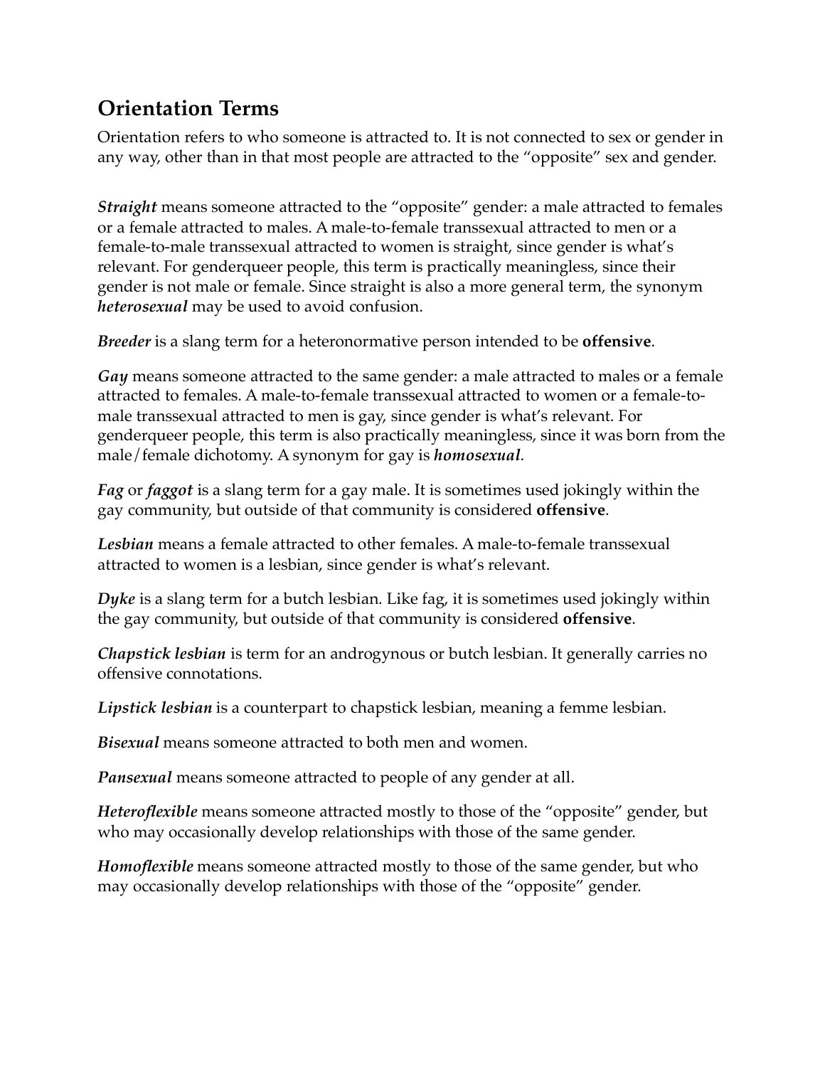## Orientation Terms

Orientation refers to who someone is attracted to. It is not connected to sex or gender in any way, other than in that most people are attracted to the "opposite" sex and gender.

***Straight*** means someone attracted to the "opposite" gender: a male attracted to females or a female attracted to males. A male-to-female transsexual attracted to men or a female-to-male transsexual attracted to women is straight, since gender is what's relevant. For genderqueer people, this term is practically meaningless, since their gender is not male or female. Since straight is also a more general term, the synonym ***heterosexual*** may be used to avoid confusion.

***Breeder*** is a slang term for a heteronormative person intended to be **offensive**.

***Gay*** means someone attracted to the same gender: a male attracted to males or a female attracted to females. A male-to-female transsexual attracted to women or a female-to-male transsexual attracted to men is gay, since gender is what's relevant. For genderqueer people, this term is also practically meaningless, since it was born from the male/female dichotomy. A synonym for gay is ***homosexual***.

***Fag*** or ***faggot*** is a slang term for a gay male. It is sometimes used jokingly within the gay community, but outside of that community is considered **offensive**.

***Lesbian*** means a female attracted to other females. A male-to-female transsexual attracted to women is a lesbian, since gender is what's relevant.

***Dyke*** is a slang term for a butch lesbian. Like fag, it is sometimes used jokingly within the gay community, but outside of that community is considered **offensive**.

***Chapstick lesbian*** is term for an androgynous or butch lesbian. It generally carries no offensive connotations.

***Lipstick lesbian*** is a counterpart to chapstick lesbian, meaning a femme lesbian.

***Bisexual*** means someone attracted to both men and women.

***Pansexual*** means someone attracted to people of any gender at all.

***Heteroflexible*** means someone attracted mostly to those of the "opposite" gender, but who may occasionally develop relationships with those of the same gender.

***Homoflexible*** means someone attracted mostly to those of the same gender, but who may occasionally develop relationships with those of the "opposite" gender.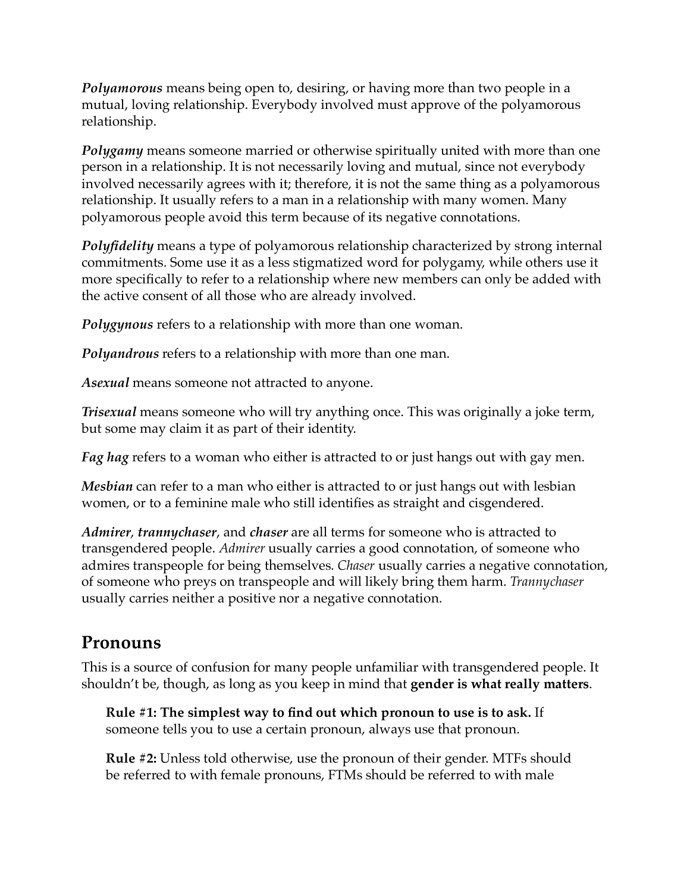***Polyamorous*** means being open to, desiring, or having more than two people in a mutual, loving relationship. Everybody involved must approve of the polyamorous relationship.

***Polygamy*** means someone married or otherwise spiritually united with more than one person in a relationship. It is not necessarily loving and mutual, since not everybody involved necessarily agrees with it; therefore, it is not the same thing as a polyamorous relationship. It usually refers to a man in a relationship with many women. Many polyamorous people avoid this term because of its negative connotations.

***Polyfidelity*** means a type of polyamorous relationship characterized by strong internal commitments. Some use it as a less stigmatized word for polygamy, while others use it more specifically to refer to a relationship where new members can only be added with the active consent of all those who are already involved.

***Polygynous*** refers to a relationship with more than one woman.

***Polyandrous*** refers to a relationship with more than one man.

***Asexual*** means someone not attracted to anyone.

***Trisexual*** means someone who will try anything once. This was originally a joke term, but some may claim it as part of their identity.

***Fag hag*** refers to a woman who either is attracted to or just hangs out with gay men.

***Mesbian*** can refer to a man who either is attracted to or just hangs out with lesbian women, or to a feminine male who still identifies as straight and cisgendered.

***Admirer***, ***trannychaser***, and ***chaser*** are all terms for someone who is attracted to transgendered people. *Admirer* usually carries a good connotation, of someone who admires transpeople for being themselves. *Chaser* usually carries a negative connotation, of someone who preys on transpeople and will likely bring them harm. *Trannychaser* usually carries neither a positive nor a negative connotation.

## Pronouns

This is a source of confusion for many people unfamiliar with transgendered people. It shouldn't be, though, as long as you keep in mind that **gender is what really matters**.

> **Rule #1: The simplest way to find out which pronoun to use is to ask.** If someone tells you to use a certain pronoun, always use that pronoun.
>
> **Rule #2:** Unless told otherwise, use the pronoun of their gender. MTFs should be referred to with female pronouns, FTMs should be referred to with male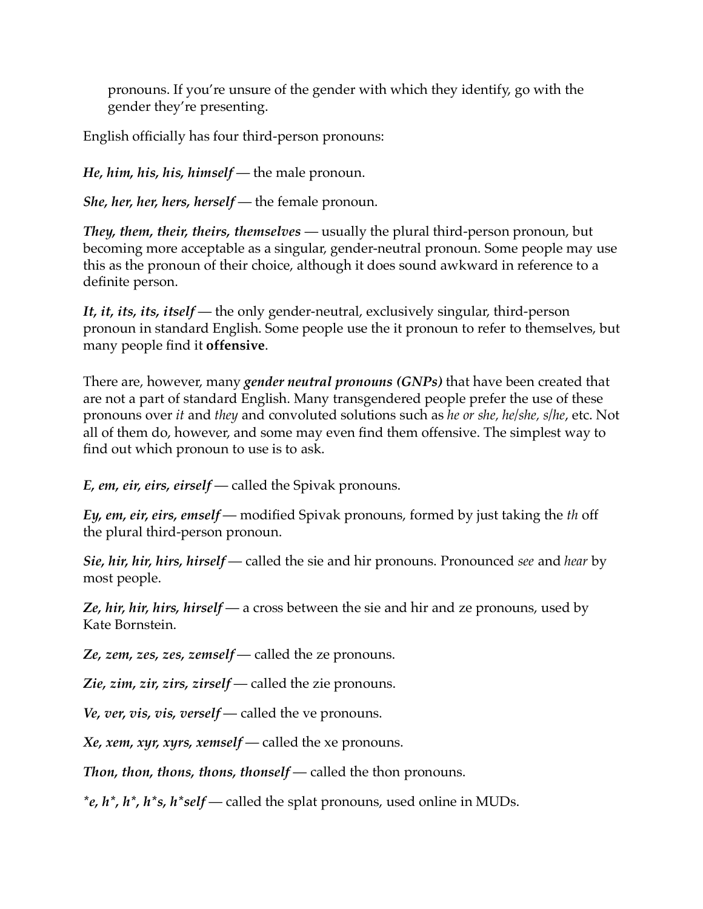pronouns. If you're unsure of the gender with which they identify, go with the gender they're presenting.

English officially has four third-person pronouns:

***He, him, his, his, himself*** — the male pronoun.

***She, her, her, hers, herself*** — the female pronoun.

***They, them, their, theirs, themselves*** — usually the plural third-person pronoun, but becoming more acceptable as a singular, gender-neutral pronoun. Some people may use this as the pronoun of their choice, although it does sound awkward in reference to a definite person.

***It, it, its, its, itself*** — the only gender-neutral, exclusively singular, third-person pronoun in standard English. Some people use the it pronoun to refer to themselves, but many people find it **offensive**.

There are, however, many ***gender neutral pronouns (GNPs)*** that have been created that are not a part of standard English. Many transgendered people prefer the use of these pronouns over *it* and *they* and convoluted solutions such as *he or she, he/she, s/he*, etc. Not all of them do, however, and some may even find them offensive. The simplest way to find out which pronoun to use is to ask.

***E, em, eir, eirs, eirself*** — called the Spivak pronouns.

***Ey, em, eir, eirs, emself*** — modified Spivak pronouns, formed by just taking the *th* off the plural third-person pronoun.

***Sie, hir, hir, hirs, hirself*** — called the sie and hir pronouns. Pronounced *see* and *hear* by most people.

***Ze, hir, hir, hirs, hirself*** — a cross between the sie and hir and ze pronouns, used by Kate Bornstein.

***Ze, zem, zes, zes, zemself*** — called the ze pronouns.

***Zie, zim, zir, zirs, zirself*** — called the zie pronouns.

***Ve, ver, vis, vis, verself*** — called the ve pronouns.

***Xe, xem, xyr, xyrs, xemself*** — called the xe pronouns.

***Thon, thon, thons, thons, thonself*** — called the thon pronouns.

***\*e, h\*, h\*, h\*s, h\*self*** — called the splat pronouns, used online in MUDs.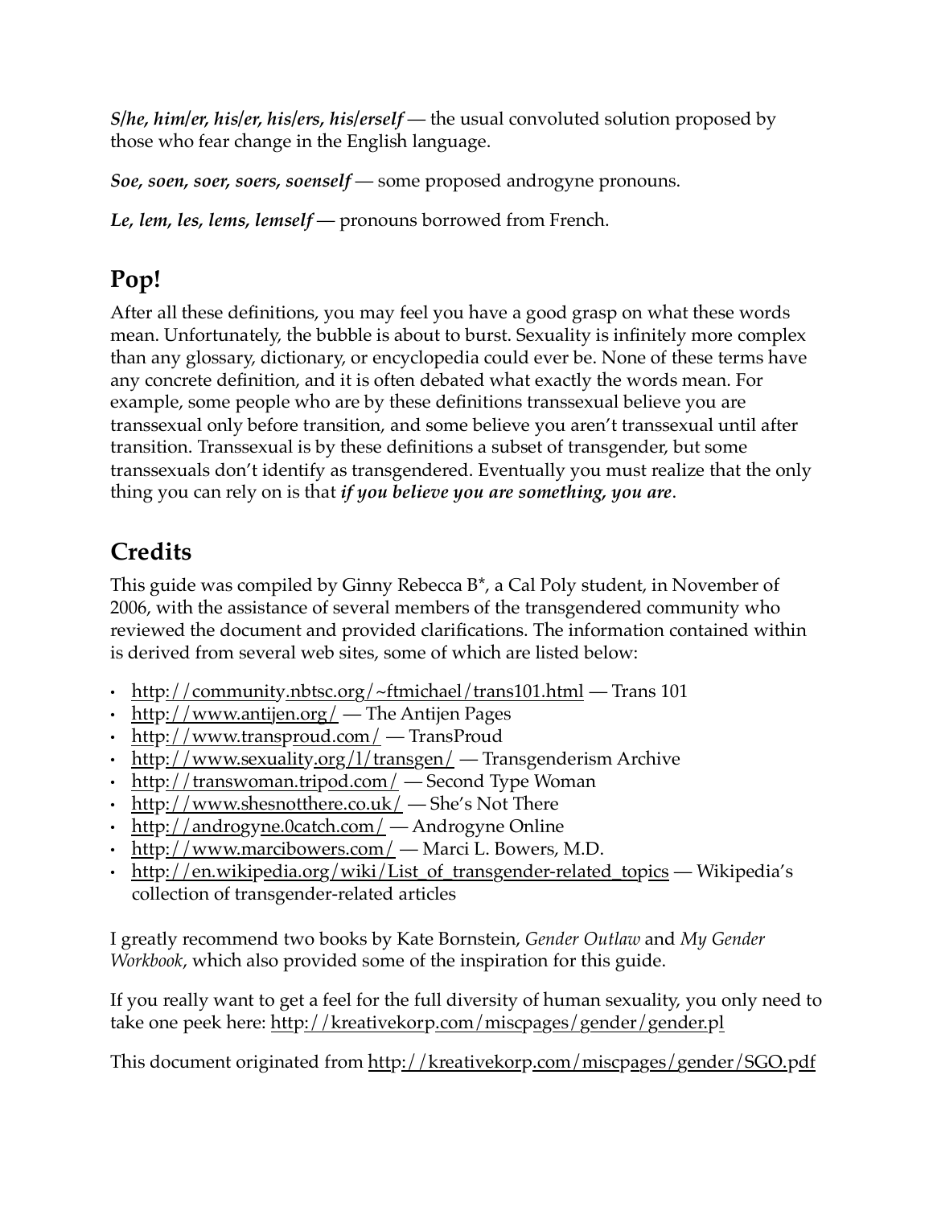***S/he, him/er, his/er, his/ers, his/erself*** — the usual convoluted solution proposed by those who fear change in the English language.

***Soe, soen, soer, soers, soenself*** — some proposed androgyne pronouns.

***Le, lem, les, lems, lemself*** — pronouns borrowed from French.

## Pop!

After all these definitions, you may feel you have a good grasp on what these words mean. Unfortunately, the bubble is about to burst. Sexuality is infinitely more complex than any glossary, dictionary, or encyclopedia could ever be. None of these terms have any concrete definition, and it is often debated what exactly the words mean. For example, some people who are by these definitions transsexual believe you are transsexual only before transition, and some believe you aren't transsexual until after transition. Transsexual is by these definitions a subset of transgender, but some transsexuals don't identify as transgendered. Eventually you must realize that the only thing you can rely on is that ***if you believe you are something, you are***.

## Credits

This guide was compiled by Ginny Rebecca B*, a Cal Poly student, in November of 2006, with the assistance of several members of the transgendered community who reviewed the document and provided clarifications. The information contained within is derived from several web sites, some of which are listed below:

- http://community.nbtsc.org/~ftmichael/trans101.html — Trans 101
- http://www.antijen.org/ — The Antijen Pages
- http://www.transproud.com/ — TransProud
- http://www.sexuality.org/l/transgen/ — Transgenderism Archive
- http://transwoman.tripod.com/ — Second Type Woman
- http://www.shesnotthere.co.uk/ — She's Not There
- http://androgyne.0catch.com/ — Androgyne Online
- http://www.marcibowers.com/ — Marci L. Bowers, M.D.
- http://en.wikipedia.org/wiki/List_of_transgender-related_topics — Wikipedia's collection of transgender-related articles

I greatly recommend two books by Kate Bornstein, *Gender Outlaw* and *My Gender Workbook*, which also provided some of the inspiration for this guide.

If you really want to get a feel for the full diversity of human sexuality, you only need to take one peek here: http://kreativekorp.com/miscpages/gender/gender.pl

This document originated from http://kreativekorp.com/miscpages/gender/SGO.pdf